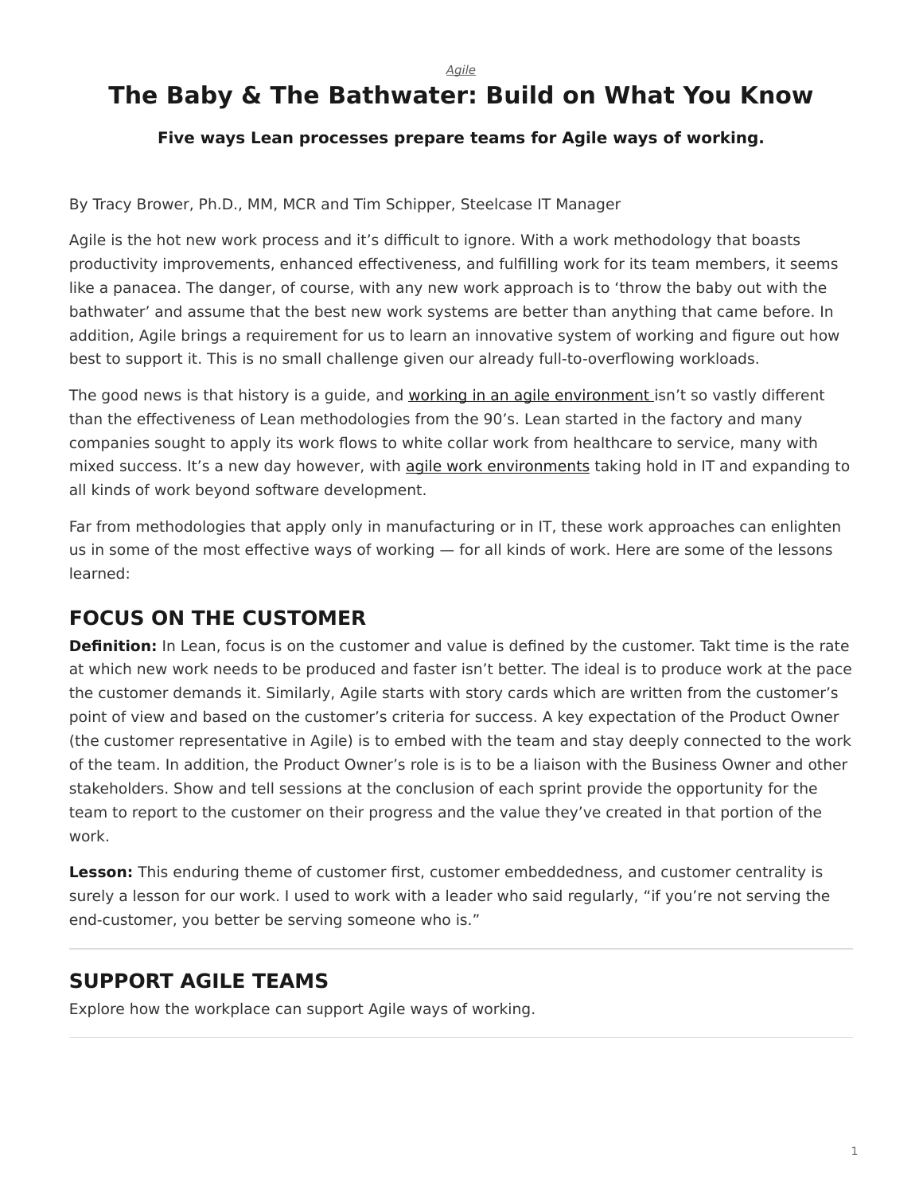*Agile*

# The Baby & The Bathwater: Build on What You Know

**Five ways Lean processes prepare teams for Agile ways of working.**

By Tracy Brower, Ph.D., MM, MCR and Tim Schipper, Steelcase IT Manager

Agile is the hot new work process and it's difficult to ignore. With a work methodology that boasts productivity improvements, enhanced effectiveness, and fulfilling work for its team members, it seems like a panacea. The danger, of course, with any new work approach is to 'throw the baby out with the bathwater' and assume that the best new work systems are better than anything that came before. In addition, Agile brings a requirement for us to learn an innovative system of working and figure out how best to support it. This is no small challenge given our already full-to-overflowing workloads.

The good news is that history is a guide, and working in an agile environment isn't so vastly different than the effectiveness of Lean methodologies from the 90's. Lean started in the factory and many companies sought to apply its work flows to white collar work from healthcare to service, many with mixed success. It's a new day however, with agile work environments taking hold in IT and expanding to all kinds of work beyond software development.

Far from methodologies that apply only in manufacturing or in IT, these work approaches can enlighten us in some of the most effective ways of working — for all kinds of work. Here are some of the lessons learned:

## FOCUS ON THE CUSTOMER

**Definition:** In Lean, focus is on the customer and value is defined by the customer. Takt time is the rate at which new work needs to be produced and faster isn't better. The ideal is to produce work at the pace the customer demands it. Similarly, Agile starts with story cards which are written from the customer's point of view and based on the customer's criteria for success. A key expectation of the Product Owner (the customer representative in Agile) is to embed with the team and stay deeply connected to the work of the team. In addition, the Product Owner's role is is to be a liaison with the Business Owner and other stakeholders. Show and tell sessions at the conclusion of each sprint provide the opportunity for the team to report to the customer on their progress and the value they've created in that portion of the work.

**Lesson:** This enduring theme of customer first, customer embeddedness, and customer centrality is surely a lesson for our work. I used to work with a leader who said regularly, "if you're not serving the end-customer, you better be serving someone who is."

---

## SUPPORT AGILE TEAMS

Explore how the workplace can support Agile ways of working.

---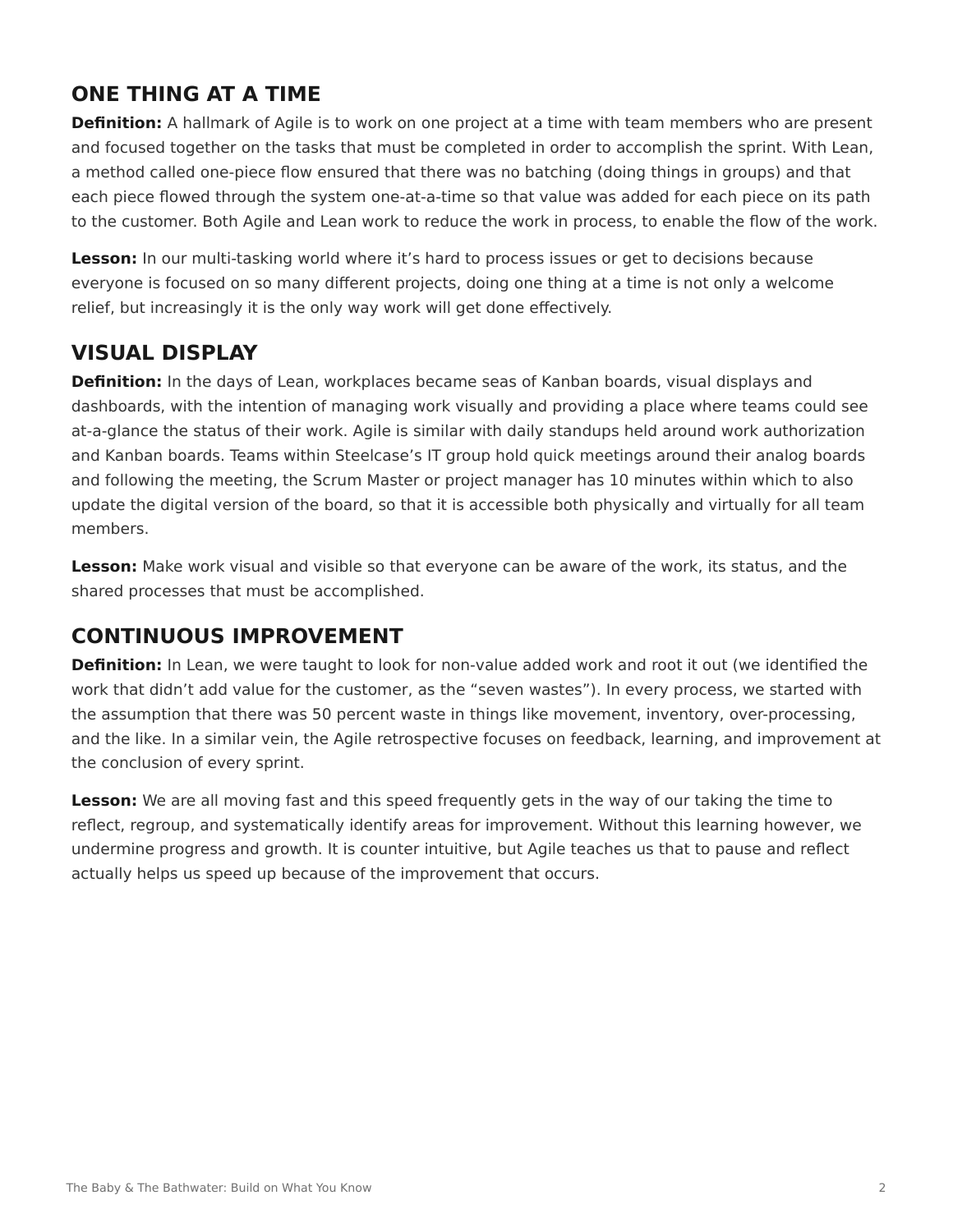## ONE THING AT A TIME

**Definition:** A hallmark of Agile is to work on one project at a time with team members who are present and focused together on the tasks that must be completed in order to accomplish the sprint. With Lean, a method called one-piece flow ensured that there was no batching (doing things in groups) and that each piece flowed through the system one-at-a-time so that value was added for each piece on its path to the customer. Both Agile and Lean work to reduce the work in process, to enable the flow of the work.

**Lesson:** In our multi-tasking world where it's hard to process issues or get to decisions because everyone is focused on so many different projects, doing one thing at a time is not only a welcome relief, but increasingly it is the only way work will get done effectively.

## VISUAL DISPLAY

**Definition:** In the days of Lean, workplaces became seas of Kanban boards, visual displays and dashboards, with the intention of managing work visually and providing a place where teams could see at-a-glance the status of their work. Agile is similar with daily standups held around work authorization and Kanban boards. Teams within Steelcase's IT group hold quick meetings around their analog boards and following the meeting, the Scrum Master or project manager has 10 minutes within which to also update the digital version of the board, so that it is accessible both physically and virtually for all team members.

**Lesson:** Make work visual and visible so that everyone can be aware of the work, its status, and the shared processes that must be accomplished.

## CONTINUOUS IMPROVEMENT

**Definition:** In Lean, we were taught to look for non-value added work and root it out (we identified the work that didn't add value for the customer, as the "seven wastes"). In every process, we started with the assumption that there was 50 percent waste in things like movement, inventory, over-processing, and the like. In a similar vein, the Agile retrospective focuses on feedback, learning, and improvement at the conclusion of every sprint.

**Lesson:** We are all moving fast and this speed frequently gets in the way of our taking the time to reflect, regroup, and systematically identify areas for improvement. Without this learning however, we undermine progress and growth. It is counter intuitive, but Agile teaches us that to pause and reflect actually helps us speed up because of the improvement that occurs.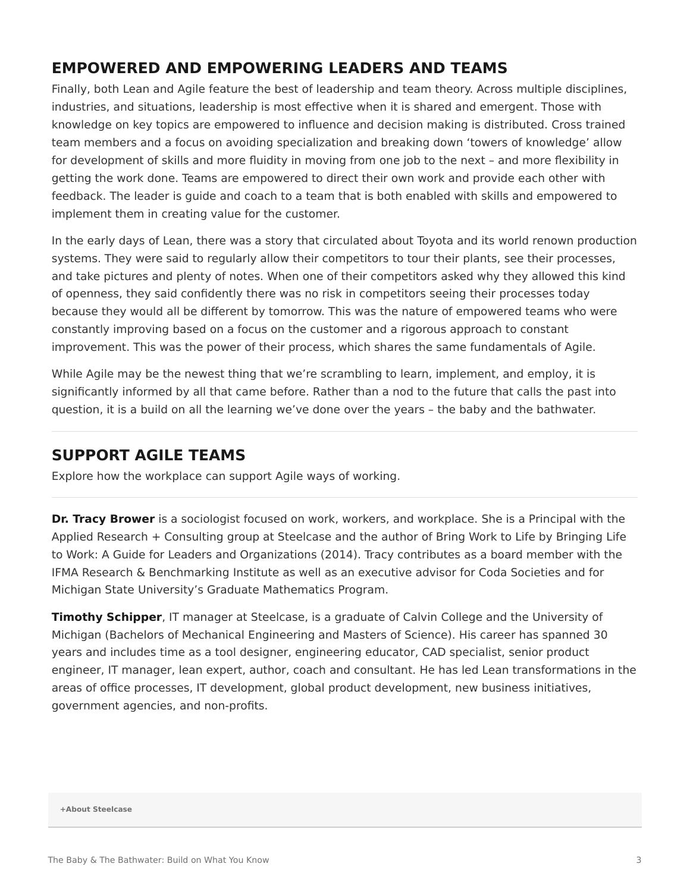## EMPOWERED AND EMPOWERING LEADERS AND TEAMS

Finally, both Lean and Agile feature the best of leadership and team theory. Across multiple disciplines, industries, and situations, leadership is most effective when it is shared and emergent. Those with knowledge on key topics are empowered to influence and decision making is distributed. Cross trained team members and a focus on avoiding specialization and breaking down 'towers of knowledge' allow for development of skills and more fluidity in moving from one job to the next – and more flexibility in getting the work done. Teams are empowered to direct their own work and provide each other with feedback. The leader is guide and coach to a team that is both enabled with skills and empowered to implement them in creating value for the customer.

In the early days of Lean, there was a story that circulated about Toyota and its world renown production systems. They were said to regularly allow their competitors to tour their plants, see their processes, and take pictures and plenty of notes. When one of their competitors asked why they allowed this kind of openness, they said confidently there was no risk in competitors seeing their processes today because they would all be different by tomorrow. This was the nature of empowered teams who were constantly improving based on a focus on the customer and a rigorous approach to constant improvement. This was the power of their process, which shares the same fundamentals of Agile.

While Agile may be the newest thing that we're scrambling to learn, implement, and employ, it is significantly informed by all that came before. Rather than a nod to the future that calls the past into question, it is a build on all the learning we've done over the years – the baby and the bathwater.

---

## SUPPORT AGILE TEAMS

Explore how the workplace can support Agile ways of working.

---

**Dr. Tracy Brower** is a sociologist focused on work, workers, and workplace. She is a Principal with the Applied Research + Consulting group at Steelcase and the author of Bring Work to Life by Bringing Life to Work: A Guide for Leaders and Organizations (2014). Tracy contributes as a board member with the IFMA Research & Benchmarking Institute as well as an executive advisor for Coda Societies and for Michigan State University's Graduate Mathematics Program.

**Timothy Schipper**, IT manager at Steelcase, is a graduate of Calvin College and the University of Michigan (Bachelors of Mechanical Engineering and Masters of Science). His career has spanned 30 years and includes time as a tool designer, engineering educator, CAD specialist, senior product engineer, IT manager, lean expert, author, coach and consultant. He has led Lean transformations in the areas of office processes, IT development, global product development, new business initiatives, government agencies, and non-profits.

**+About Steelcase**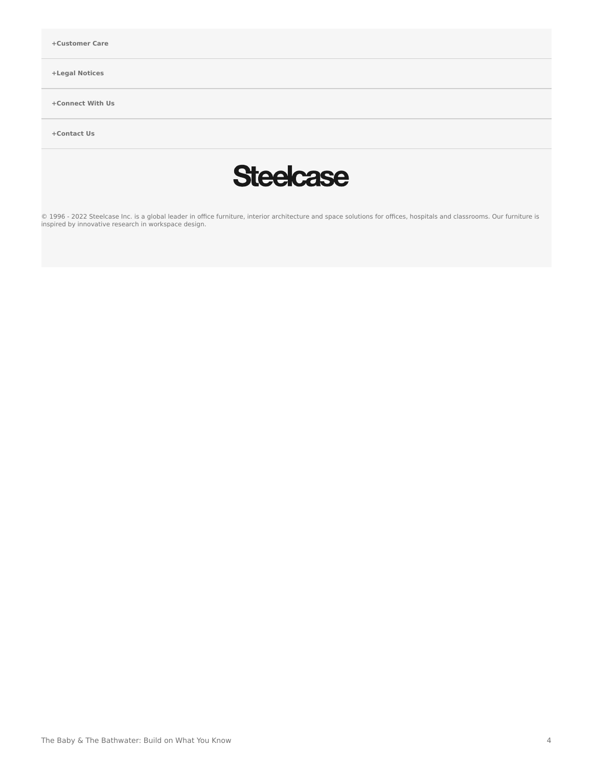+Customer Care

+Legal Notices

+Connect With Us

+Contact Us

Steelcase

© 1996 - 2022 Steelcase Inc. is a global leader in office furniture, interior architecture and space solutions for offices, hospitals and classrooms. Our furniture is inspired by innovative research in workspace design.